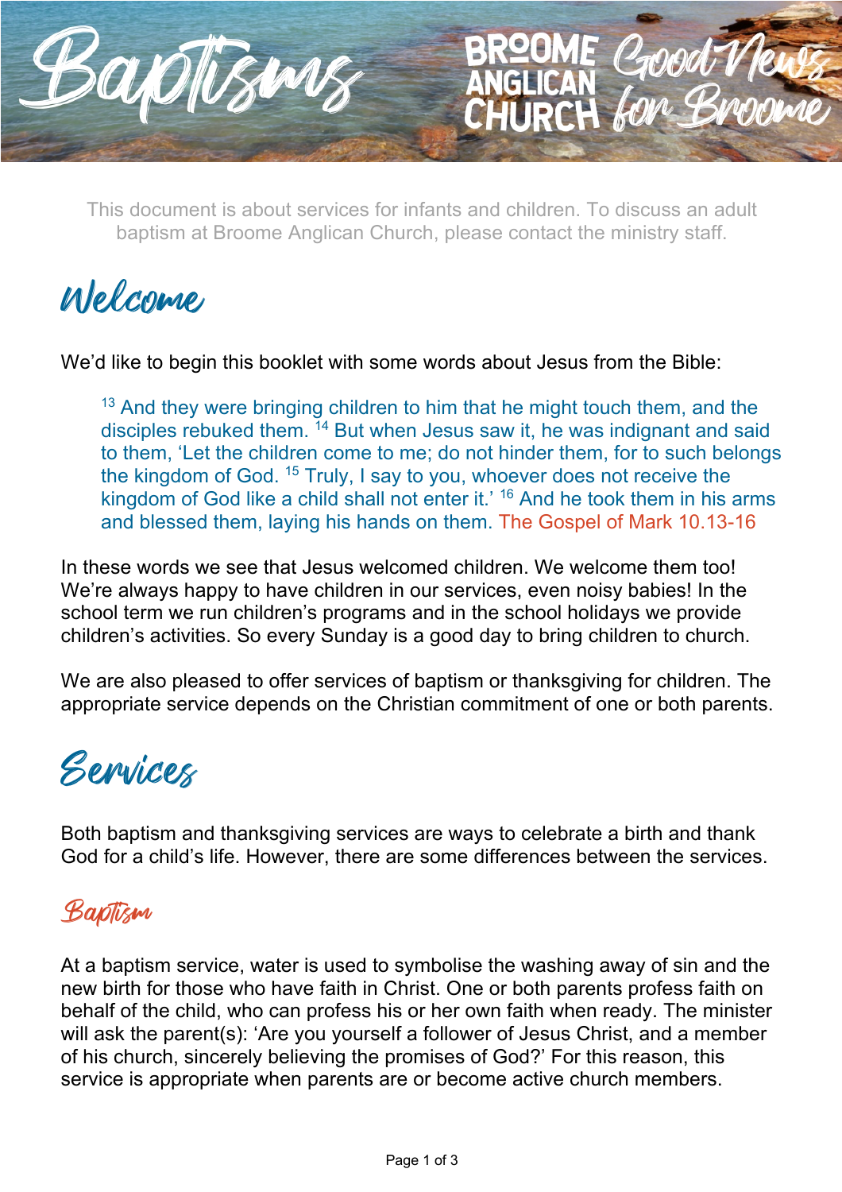# Baptisms

BROOME ANGLICAN CHURCH Good News for Broome

This document is about services for infants and children. To discuss an adult baptism at Broome Anglican Church, please contact the ministry staff.

## Welcome

We'd like to begin this booklet with some words about Jesus from the Bible:

> [13] And they were bringing children to him that he might touch them, and the disciples rebuked them. [14] But when Jesus saw it, he was indignant and said to them, 'Let the children come to me; do not hinder them, for to such belongs the kingdom of God. [15] Truly, I say to you, whoever does not receive the kingdom of God like a child shall not enter it.' [16] And he took them in his arms and blessed them, laying his hands on them. The Gospel of Mark 10.13-16

In these words we see that Jesus welcomed children. We welcome them too! We're always happy to have children in our services, even noisy babies! In the school term we run children's programs and in the school holidays we provide children's activities. So every Sunday is a good day to bring children to church.

We are also pleased to offer services of baptism or thanksgiving for children. The appropriate service depends on the Christian commitment of one or both parents.

## Services

Both baptism and thanksgiving services are ways to celebrate a birth and thank God for a child's life. However, there are some differences between the services.

### Baptism

At a baptism service, water is used to symbolise the washing away of sin and the new birth for those who have faith in Christ. One or both parents profess faith on behalf of the child, who can profess his or her own faith when ready. The minister will ask the parent(s): 'Are you yourself a follower of Jesus Christ, and a member of his church, sincerely believing the promises of God?' For this reason, this service is appropriate when parents are or become active church members.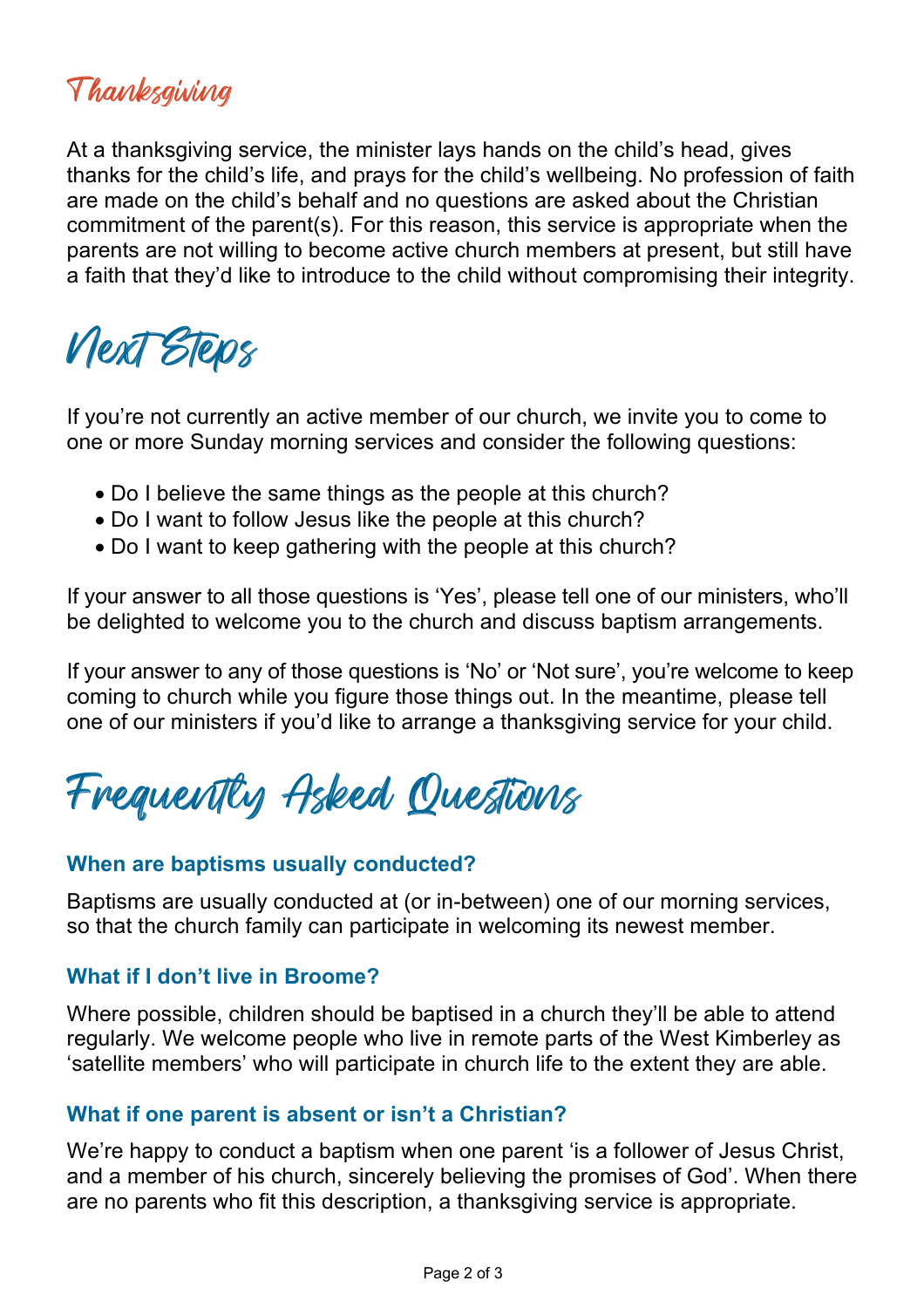## Thanksgiving

At a thanksgiving service, the minister lays hands on the child's head, gives thanks for the child's life, and prays for the child's wellbeing. No profession of faith are made on the child's behalf and no questions are asked about the Christian commitment of the parent(s). For this reason, this service is appropriate when the parents are not willing to become active church members at present, but still have a faith that they'd like to introduce to the child without compromising their integrity.

# Next Steps

If you're not currently an active member of our church, we invite you to come to one or more Sunday morning services and consider the following questions:

- Do I believe the same things as the people at this church?
- Do I want to follow Jesus like the people at this church?
- Do I want to keep gathering with the people at this church?

If your answer to all those questions is 'Yes', please tell one of our ministers, who'll be delighted to welcome you to the church and discuss baptism arrangements.

If your answer to any of those questions is 'No' or 'Not sure', you're welcome to keep coming to church while you figure those things out. In the meantime, please tell one of our ministers if you'd like to arrange a thanksgiving service for your child.

# Frequently Asked Questions

### When are baptisms usually conducted?

Baptisms are usually conducted at (or in-between) one of our morning services, so that the church family can participate in welcoming its newest member.

### What if I don't live in Broome?

Where possible, children should be baptised in a church they'll be able to attend regularly. We welcome people who live in remote parts of the West Kimberley as 'satellite members' who will participate in church life to the extent they are able.

### What if one parent is absent or isn't a Christian?

We're happy to conduct a baptism when one parent 'is a follower of Jesus Christ, and a member of his church, sincerely believing the promises of God'. When there are no parents who fit this description, a thanksgiving service is appropriate.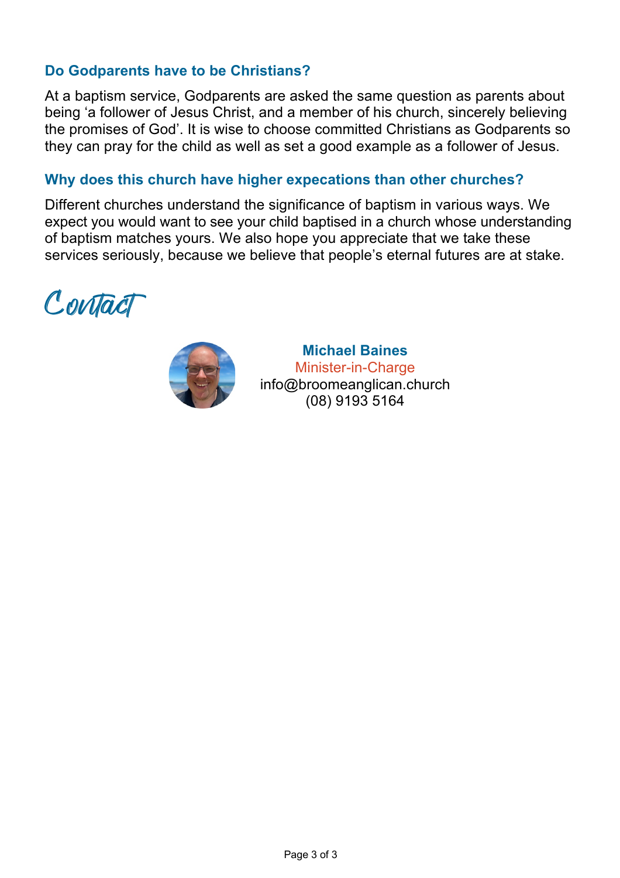### Do Godparents have to be Christians?

At a baptism service, Godparents are asked the same question as parents about being 'a follower of Jesus Christ, and a member of his church, sincerely believing the promises of God'. It is wise to choose committed Christians as Godparents so they can pray for the child as well as set a good example as a follower of Jesus.

### Why does this church have higher expecations than other churches?

Different churches understand the significance of baptism in various ways. We expect you would want to see your child baptised in a church whose understanding of baptism matches yours. We also hope you appreciate that we take these services seriously, because we believe that people's eternal futures are at stake.

## Contact

**Michael Baines**
Minister-in-Charge
info@broomeanglican.church
(08) 9193 5164